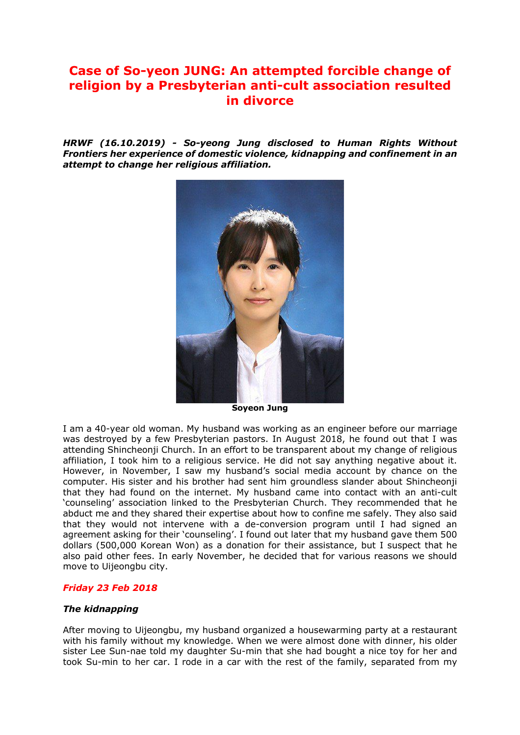# Case of So-yeon JUNG: An attempted forcible change of religion by a Presbyterian anti-cult association resulted in divorce

***HRWF (16.10.2019) - So-yeong Jung disclosed to Human Rights Without Frontiers her experience of domestic violence, kidnapping and confinement in an attempt to change her religious affiliation.***

**Soyeon Jung**

I am a 40-year old woman. My husband was working as an engineer before our marriage was destroyed by a few Presbyterian pastors. In August 2018, he found out that I was attending Shincheonji Church. In an effort to be transparent about my change of religious affiliation, I took him to a religious service. He did not say anything negative about it. However, in November, I saw my husband's social media account by chance on the computer. His sister and his brother had sent him groundless slander about Shincheonji that they had found on the internet. My husband came into contact with an anti-cult 'counseling' association linked to the Presbyterian Church. They recommended that he abduct me and they shared their expertise about how to confine me safely. They also said that they would not intervene with a de-conversion program until I had signed an agreement asking for their 'counseling'. I found out later that my husband gave them 500 dollars (500,000 Korean Won) as a donation for their assistance, but I suspect that he also paid other fees. In early November, he decided that for various reasons we should move to Uijeongbu city.

### *Friday 23 Feb 2018*

#### *The kidnapping*

After moving to Uijeongbu, my husband organized a housewarming party at a restaurant with his family without my knowledge. When we were almost done with dinner, his older sister Lee Sun-nae told my daughter Su-min that she had bought a nice toy for her and took Su-min to her car. I rode in a car with the rest of the family, separated from my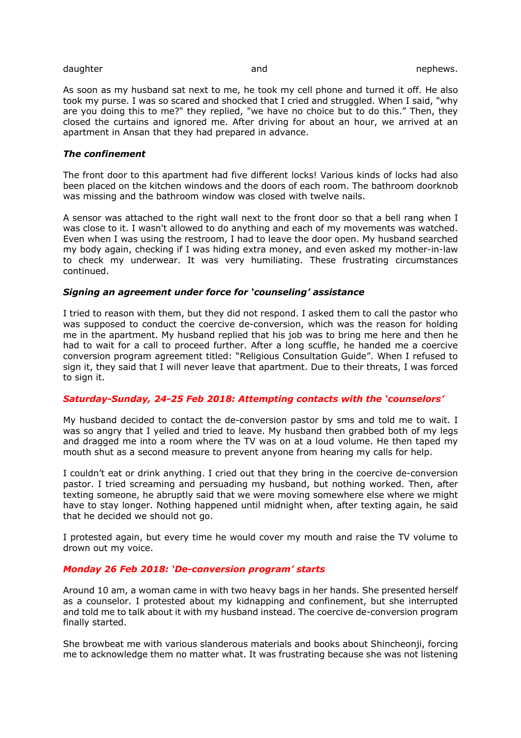daughter and nephews.

As soon as my husband sat next to me, he took my cell phone and turned it off. He also took my purse. I was so scared and shocked that I cried and struggled. When I said, "why are you doing this to me?" they replied, "we have no choice but to do this." Then, they closed the curtains and ignored me. After driving for about an hour, we arrived at an apartment in Ansan that they had prepared in advance.

***The confinement***

The front door to this apartment had five different locks! Various kinds of locks had also been placed on the kitchen windows and the doors of each room. The bathroom doorknob was missing and the bathroom window was closed with twelve nails.

A sensor was attached to the right wall next to the front door so that a bell rang when I was close to it. I wasn't allowed to do anything and each of my movements was watched. Even when I was using the restroom, I had to leave the door open. My husband searched my body again, checking if I was hiding extra money, and even asked my mother-in-law to check my underwear. It was very humiliating. These frustrating circumstances continued.

***Signing an agreement under force for 'counseling' assistance***

I tried to reason with them, but they did not respond. I asked them to call the pastor who was supposed to conduct the coercive de-conversion, which was the reason for holding me in the apartment. My husband replied that his job was to bring me here and then he had to wait for a call to proceed further. After a long scuffle, he handed me a coercive conversion program agreement titled: "Religious Consultation Guide". When I refused to sign it, they said that I will never leave that apartment. Due to their threats, I was forced to sign it.

***Saturday-Sunday, 24-25 Feb 2018: Attempting contacts with the 'counselors'***

My husband decided to contact the de-conversion pastor by sms and told me to wait. I was so angry that I yelled and tried to leave. My husband then grabbed both of my legs and dragged me into a room where the TV was on at a loud volume. He then taped my mouth shut as a second measure to prevent anyone from hearing my calls for help.

I couldn't eat or drink anything. I cried out that they bring in the coercive de-conversion pastor. I tried screaming and persuading my husband, but nothing worked. Then, after texting someone, he abruptly said that we were moving somewhere else where we might have to stay longer. Nothing happened until midnight when, after texting again, he said that he decided we should not go.

I protested again, but every time he would cover my mouth and raise the TV volume to drown out my voice.

***Monday 26 Feb 2018: 'De-conversion program' starts***

Around 10 am, a woman came in with two heavy bags in her hands. She presented herself as a counselor. I protested about my kidnapping and confinement, but she interrupted and told me to talk about it with my husband instead. The coercive de-conversion program finally started.

She browbeat me with various slanderous materials and books about Shincheonji, forcing me to acknowledge them no matter what. It was frustrating because she was not listening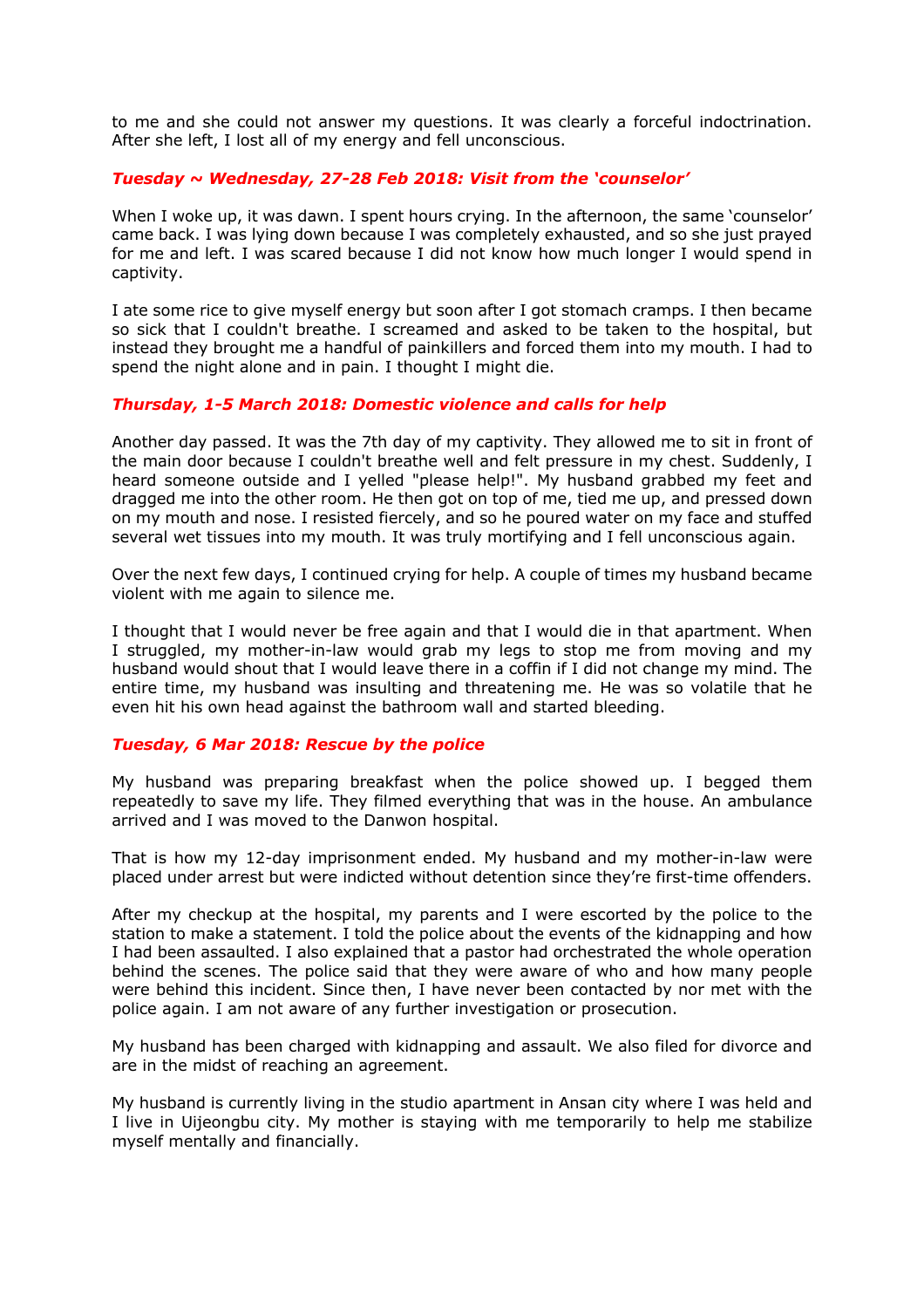to me and she could not answer my questions. It was clearly a forceful indoctrination. After she left, I lost all of my energy and fell unconscious.

### *Tuesday ~ Wednesday, 27-28 Feb 2018: Visit from the 'counselor'*

When I woke up, it was dawn. I spent hours crying. In the afternoon, the same 'counselor' came back. I was lying down because I was completely exhausted, and so she just prayed for me and left. I was scared because I did not know how much longer I would spend in captivity.

I ate some rice to give myself energy but soon after I got stomach cramps. I then became so sick that I couldn't breathe. I screamed and asked to be taken to the hospital, but instead they brought me a handful of painkillers and forced them into my mouth. I had to spend the night alone and in pain. I thought I might die.

### *Thursday, 1-5 March 2018: Domestic violence and calls for help*

Another day passed. It was the 7th day of my captivity. They allowed me to sit in front of the main door because I couldn't breathe well and felt pressure in my chest. Suddenly, I heard someone outside and I yelled "please help!". My husband grabbed my feet and dragged me into the other room. He then got on top of me, tied me up, and pressed down on my mouth and nose. I resisted fiercely, and so he poured water on my face and stuffed several wet tissues into my mouth. It was truly mortifying and I fell unconscious again.

Over the next few days, I continued crying for help. A couple of times my husband became violent with me again to silence me.

I thought that I would never be free again and that I would die in that apartment. When I struggled, my mother-in-law would grab my legs to stop me from moving and my husband would shout that I would leave there in a coffin if I did not change my mind. The entire time, my husband was insulting and threatening me. He was so volatile that he even hit his own head against the bathroom wall and started bleeding.

### *Tuesday, 6 Mar 2018: Rescue by the police*

My husband was preparing breakfast when the police showed up. I begged them repeatedly to save my life. They filmed everything that was in the house. An ambulance arrived and I was moved to the Danwon hospital.

That is how my 12-day imprisonment ended. My husband and my mother-in-law were placed under arrest but were indicted without detention since they're first-time offenders.

After my checkup at the hospital, my parents and I were escorted by the police to the station to make a statement. I told the police about the events of the kidnapping and how I had been assaulted. I also explained that a pastor had orchestrated the whole operation behind the scenes. The police said that they were aware of who and how many people were behind this incident. Since then, I have never been contacted by nor met with the police again. I am not aware of any further investigation or prosecution.

My husband has been charged with kidnapping and assault. We also filed for divorce and are in the midst of reaching an agreement.

My husband is currently living in the studio apartment in Ansan city where I was held and I live in Uijeongbu city. My mother is staying with me temporarily to help me stabilize myself mentally and financially.